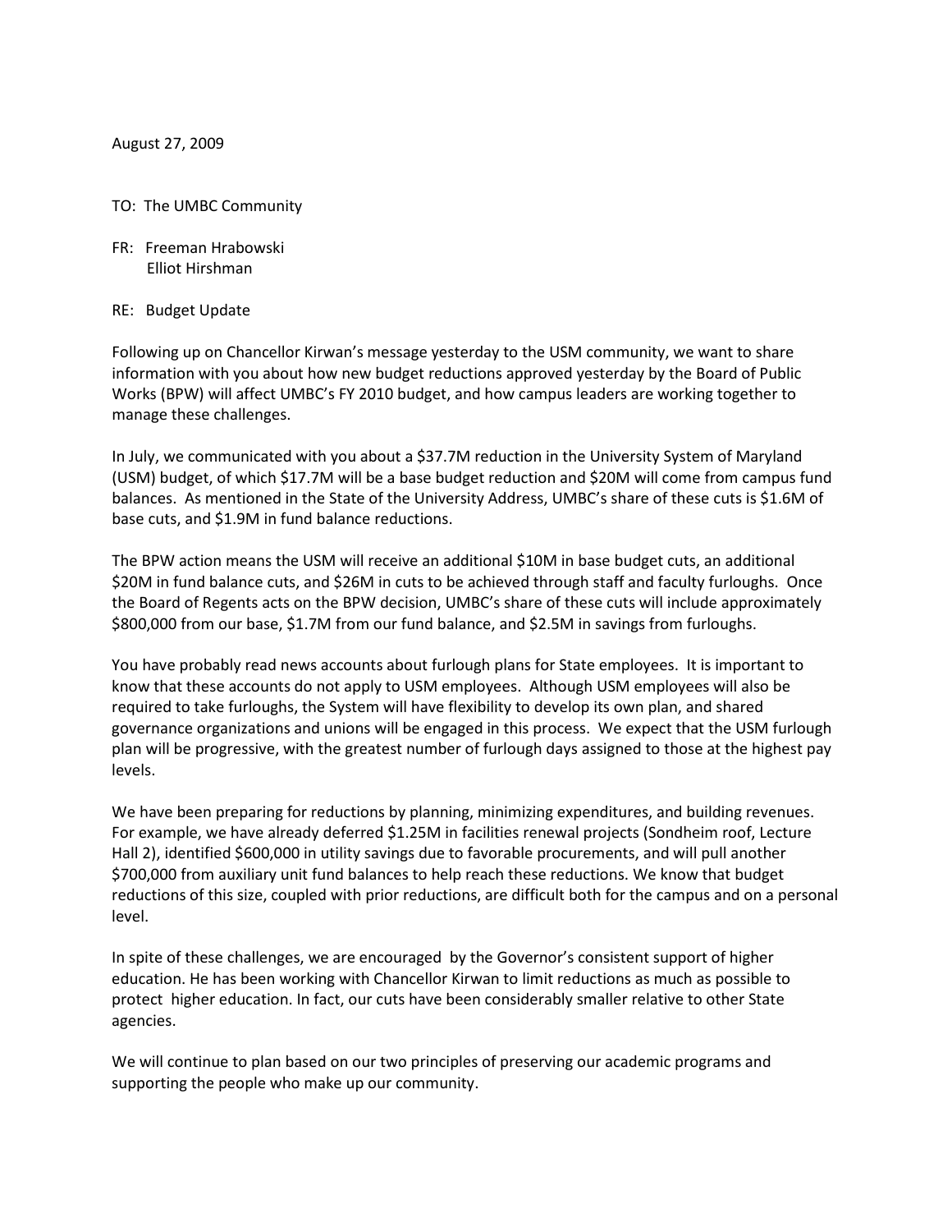August 27, 2009

TO: The UMBC Community

FR: Freeman Hrabowski
Elliot Hirshman

RE: Budget Update

Following up on Chancellor Kirwan's message yesterday to the USM community, we want to share information with you about how new budget reductions approved yesterday by the Board of Public Works (BPW) will affect UMBC's FY 2010 budget, and how campus leaders are working together to manage these challenges.

In July, we communicated with you about a $37.7M reduction in the University System of Maryland (USM) budget, of which $17.7M will be a base budget reduction and $20M will come from campus fund balances. As mentioned in the State of the University Address, UMBC's share of these cuts is $1.6M of base cuts, and $1.9M in fund balance reductions.

The BPW action means the USM will receive an additional $10M in base budget cuts, an additional $20M in fund balance cuts, and $26M in cuts to be achieved through staff and faculty furloughs. Once the Board of Regents acts on the BPW decision, UMBC's share of these cuts will include approximately $800,000 from our base, $1.7M from our fund balance, and $2.5M in savings from furloughs.

You have probably read news accounts about furlough plans for State employees. It is important to know that these accounts do not apply to USM employees. Although USM employees will also be required to take furloughs, the System will have flexibility to develop its own plan, and shared governance organizations and unions will be engaged in this process. We expect that the USM furlough plan will be progressive, with the greatest number of furlough days assigned to those at the highest pay levels.

We have been preparing for reductions by planning, minimizing expenditures, and building revenues. For example, we have already deferred $1.25M in facilities renewal projects (Sondheim roof, Lecture Hall 2), identified $600,000 in utility savings due to favorable procurements, and will pull another $700,000 from auxiliary unit fund balances to help reach these reductions. We know that budget reductions of this size, coupled with prior reductions, are difficult both for the campus and on a personal level.

In spite of these challenges, we are encouraged by the Governor's consistent support of higher education. He has been working with Chancellor Kirwan to limit reductions as much as possible to protect higher education. In fact, our cuts have been considerably smaller relative to other State agencies.

We will continue to plan based on our two principles of preserving our academic programs and supporting the people who make up our community.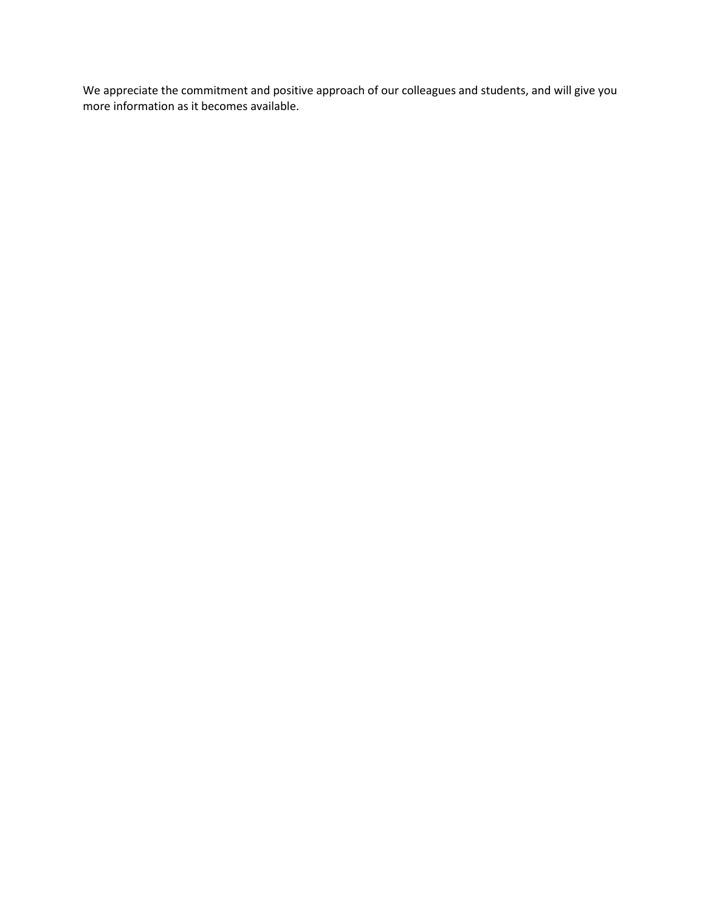We appreciate the commitment and positive approach of our colleagues and students, and will give you more information as it becomes available.